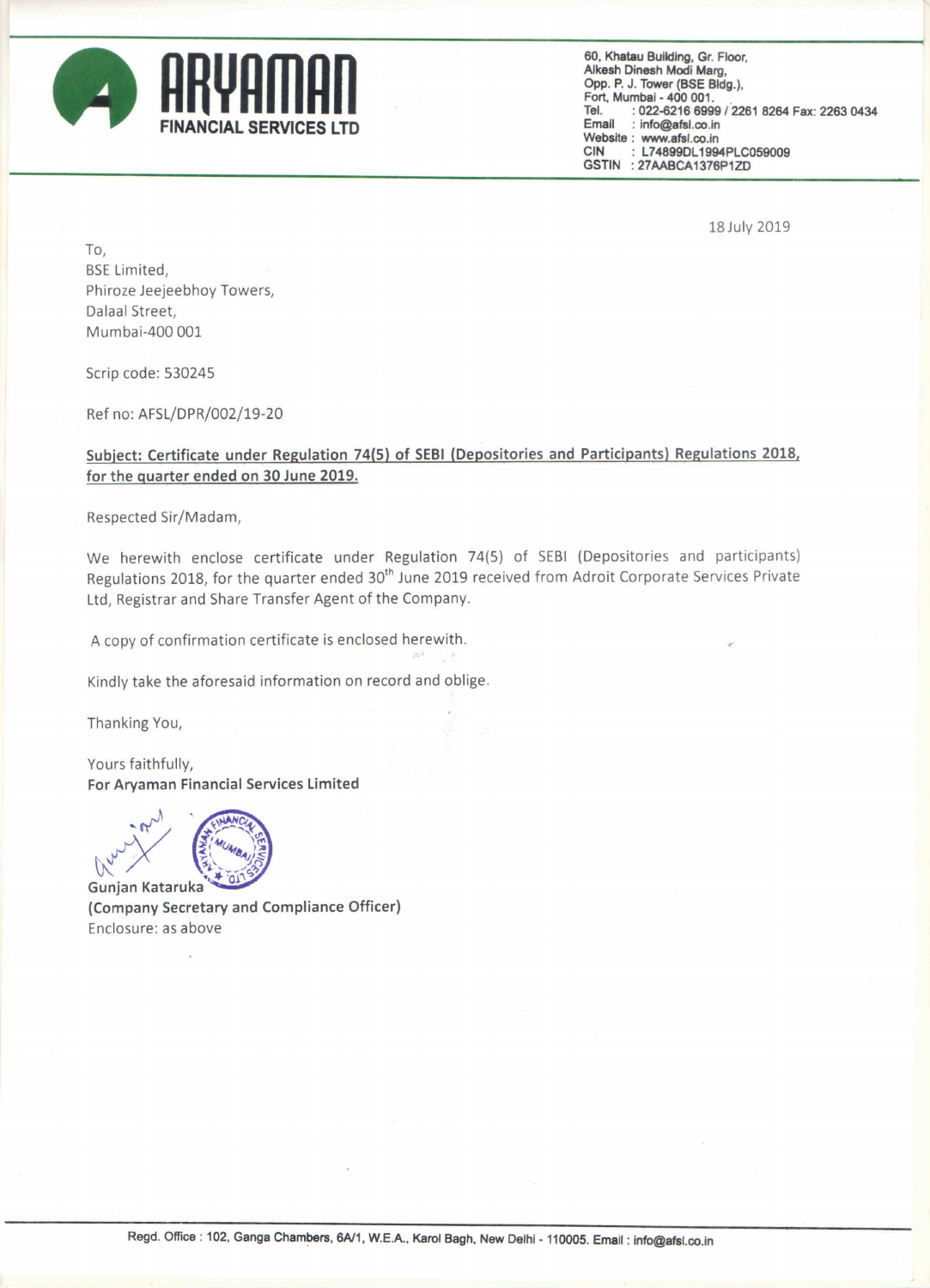**ARYAMAN**
**FINANCIAL SERVICES LTD**

60, Khatau Building, Gr. Floor,
Alkesh Dinesh Modi Marg,
Opp. P. J. Tower (BSE Bldg.),
Fort, Mumbai - 400 001.
Tel. : 022-6216 6999 / 2261 8264 Fax: 2263 0434
Email : info@afsl.co.in
Website : www.afsl.co.in
CIN : L74899DL1994PLC059009
GSTIN : 27AABCA1376P1ZD

18 July 2019

To,
BSE Limited,
Phiroze Jeejeebhoy Towers,
Dalaal Street,
Mumbai-400 001

Scrip code: 530245

Ref no: AFSL/DPR/002/19-20

**Subject: Certificate under Regulation 74(5) of SEBI (Depositories and Participants) Regulations 2018, for the quarter ended on 30 June 2019.**

Respected Sir/Madam,

We herewith enclose certificate under Regulation 74(5) of SEBI (Depositories and participants) Regulations 2018, for the quarter ended 30th June 2019 received from Adroit Corporate Services Private Ltd, Registrar and Share Transfer Agent of the Company.

A copy of confirmation certificate is enclosed herewith.

Kindly take the aforesaid information on record and oblige.

Thanking You,

Yours faithfully,
**For Aryaman Financial Services Limited**

**Gunjan Kataruka**
**(Company Secretary and Compliance Officer)**
Enclosure: as above

Regd. Office : 102, Ganga Chambers, 6A/1, W.E.A., Karol Bagh, New Delhi - 110005. Email : info@afsl.co.in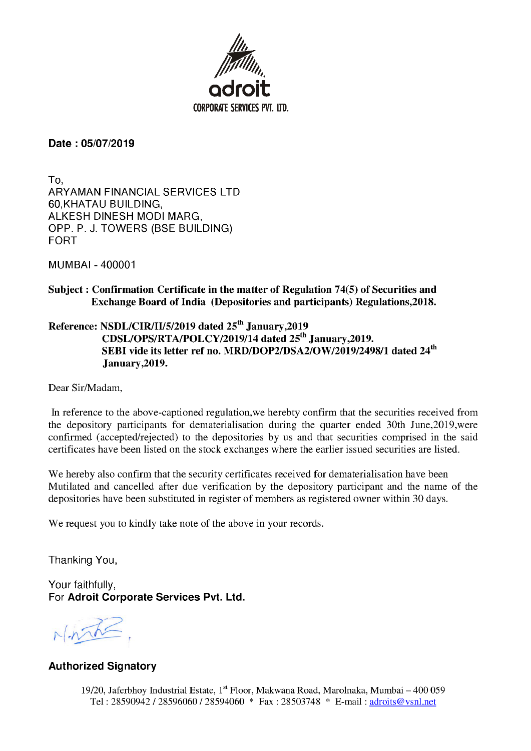**adroit**
CORPORATE SERVICES PVT. LTD.

**Date : 05/07/2019**

To,
ARYAMAN FINANCIAL SERVICES LTD
60,KHATAU BUILDING,
ALKESH DINESH MODI MARG,
OPP. P. J. TOWERS (BSE BUILDING)
FORT

MUMBAI - 400001

**Subject : Confirmation Certificate in the matter of Regulation 74(5) of Securities and Exchange Board of India (Depositories and participants) Regulations,2018.**

**Reference: NSDL/CIR/II/5/2019 dated 25th January,2019**
**CDSL/OPS/RTA/POLCY/2019/14 dated 25th January,2019.**
**SEBI vide its letter ref no. MRD/DOP2/DSA2/OW/2019/2498/1 dated 24th January,2019.**

Dear Sir/Madam,

In reference to the above-captioned regulation,we hereby confirm that the securities received from the depository participants for dematerialisation during the quarter ended 30th June,2019,were confirmed (accepted/rejected) to the depositories by us and that securities comprised in the said certificates have been listed on the stock exchanges where the earlier issued securities are listed.

We hereby also confirm that the security certificates received for dematerialisation have been Mutilated and cancelled after due verification by the depository participant and the name of the depositories have been substituted in register of members as registered owner within 30 days.

We request you to kindly take note of the above in your records.

Thanking You,

Your faithfully,
For **Adroit Corporate Services Pvt. Ltd.**

**Authorized Signatory**

19/20, Jaferbhoy Industrial Estate, 1st Floor, Makwana Road, Marolnaka, Mumbai – 400 059
Tel : 28590942 / 28596060 / 28594060 * Fax : 28503748 * E-mail : adroits@vsnl.net